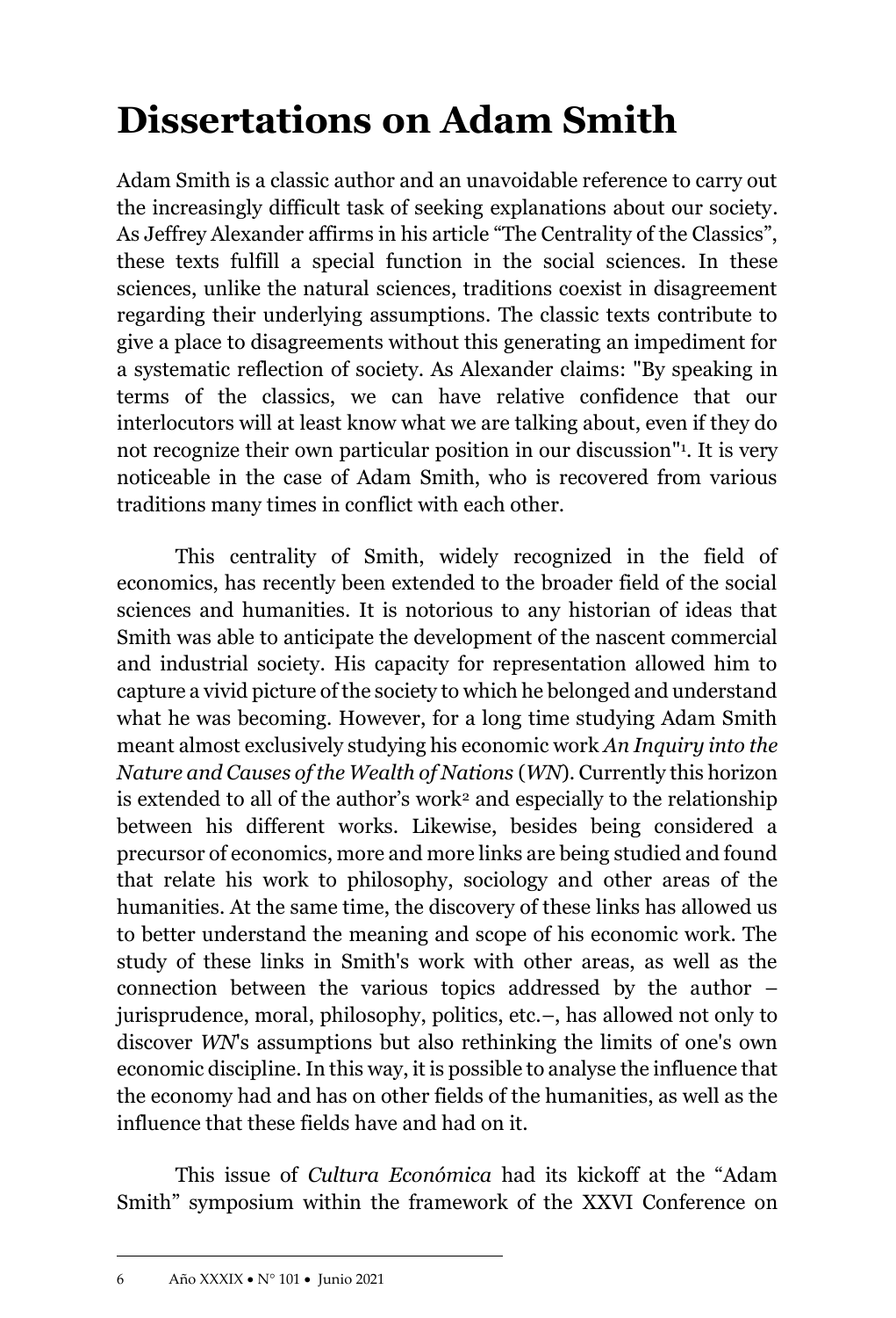# Dissertations on Adam Smith

Adam Smith is a classic author and an unavoidable reference to carry out the increasingly difficult task of seeking explanations about our society. As Jeffrey Alexander affirms in his article "The Centrality of the Classics", these texts fulfill a special function in the social sciences. In these sciences, unlike the natural sciences, traditions coexist in disagreement regarding their underlying assumptions. The classic texts contribute to give a place to disagreements without this generating an impediment for a systematic reflection of society. As Alexander claims: "By speaking in terms of the classics, we can have relative confidence that our interlocutors will at least know what we are talking about, even if they do not recognize their own particular position in our discussion"[1]. It is very noticeable in the case of Adam Smith, who is recovered from various traditions many times in conflict with each other.

This centrality of Smith, widely recognized in the field of economics, has recently been extended to the broader field of the social sciences and humanities. It is notorious to any historian of ideas that Smith was able to anticipate the development of the nascent commercial and industrial society. His capacity for representation allowed him to capture a vivid picture of the society to which he belonged and understand what he was becoming. However, for a long time studying Adam Smith meant almost exclusively studying his economic work *An Inquiry into the Nature and Causes of the Wealth of Nations* (*WN*). Currently this horizon is extended to all of the author's work[2] and especially to the relationship between his different works. Likewise, besides being considered a precursor of economics, more and more links are being studied and found that relate his work to philosophy, sociology and other areas of the humanities. At the same time, the discovery of these links has allowed us to better understand the meaning and scope of his economic work. The study of these links in Smith's work with other areas, as well as the connection between the various topics addressed by the author – jurisprudence, moral, philosophy, politics, etc.–, has allowed not only to discover *WN*'s assumptions but also rethinking the limits of one's own economic discipline. In this way, it is possible to analyse the influence that the economy had and has on other fields of the humanities, as well as the influence that these fields have and had on it.

This issue of *Cultura Económica* had its kickoff at the "Adam Smith" symposium within the framework of the XXVI Conference on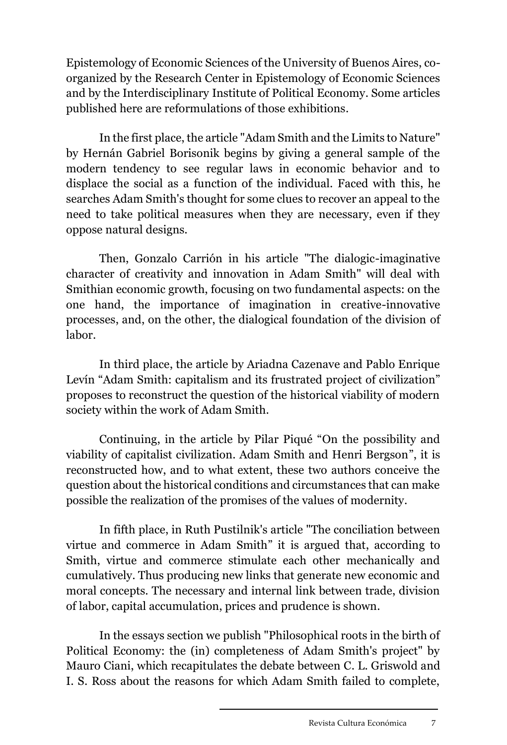Epistemology of Economic Sciences of the University of Buenos Aires, co-organized by the Research Center in Epistemology of Economic Sciences and by the Interdisciplinary Institute of Political Economy. Some articles published here are reformulations of those exhibitions.

In the first place, the article "Adam Smith and the Limits to Nature" by Hernán Gabriel Borisonik begins by giving a general sample of the modern tendency to see regular laws in economic behavior and to displace the social as a function of the individual. Faced with this, he searches Adam Smith's thought for some clues to recover an appeal to the need to take political measures when they are necessary, even if they oppose natural designs.

Then, Gonzalo Carrión in his article "The dialogic-imaginative character of creativity and innovation in Adam Smith" will deal with Smithian economic growth, focusing on two fundamental aspects: on the one hand, the importance of imagination in creative-innovative processes, and, on the other, the dialogical foundation of the division of labor.

In third place, the article by Ariadna Cazenave and Pablo Enrique Levín "Adam Smith: capitalism and its frustrated project of civilization" proposes to reconstruct the question of the historical viability of modern society within the work of Adam Smith.

Continuing, in the article by Pilar Piqué "On the possibility and viability of capitalist civilization. Adam Smith and Henri Bergson", it is reconstructed how, and to what extent, these two authors conceive the question about the historical conditions and circumstances that can make possible the realization of the promises of the values of modernity.

In fifth place, in Ruth Pustilnik's article "The conciliation between virtue and commerce in Adam Smith" it is argued that, according to Smith, virtue and commerce stimulate each other mechanically and cumulatively. Thus producing new links that generate new economic and moral concepts. The necessary and internal link between trade, division of labor, capital accumulation, prices and prudence is shown.

In the essays section we publish "Philosophical roots in the birth of Political Economy: the (in) completeness of Adam Smith's project" by Mauro Ciani, which recapitulates the debate between C. L. Griswold and I. S. Ross about the reasons for which Adam Smith failed to complete,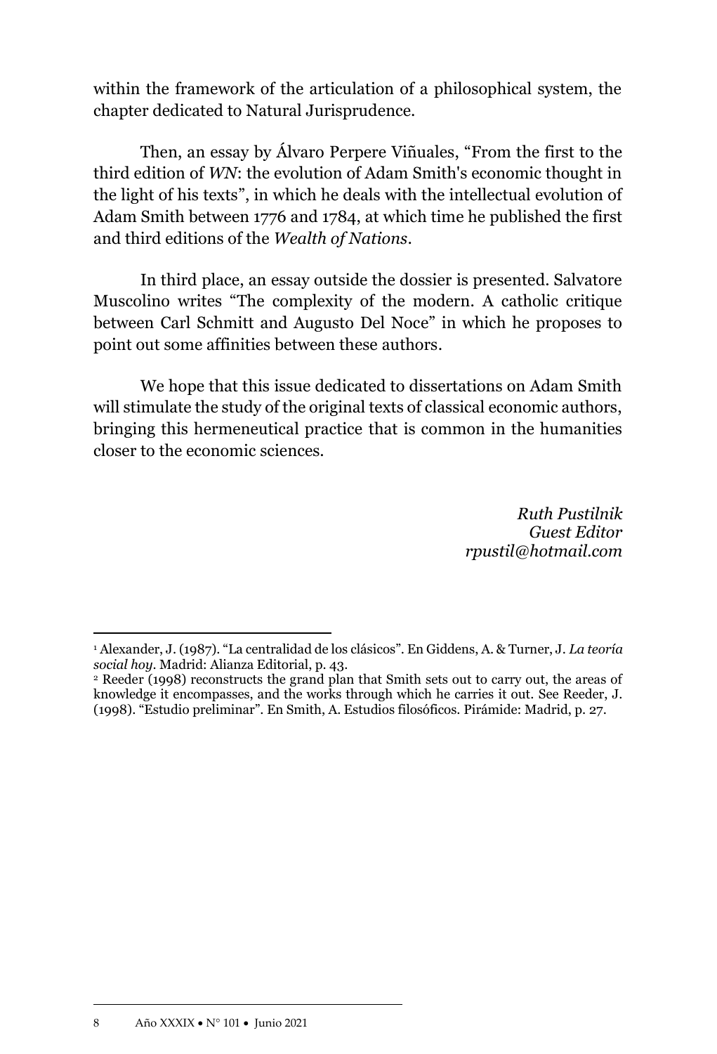within the framework of the articulation of a philosophical system, the chapter dedicated to Natural Jurisprudence.

Then, an essay by Álvaro Perpere Viñuales, “From the first to the third edition of *WN*: the evolution of Adam Smith's economic thought in the light of his texts”, in which he deals with the intellectual evolution of Adam Smith between 1776 and 1784, at which time he published the first and third editions of the *Wealth of Nations*.

In third place, an essay outside the dossier is presented. Salvatore Muscolino writes “The complexity of the modern. A catholic critique between Carl Schmitt and Augusto Del Noce” in which he proposes to point out some affinities between these authors.

We hope that this issue dedicated to dissertations on Adam Smith will stimulate the study of the original texts of classical economic authors, bringing this hermeneutical practice that is common in the humanities closer to the economic sciences.

*Ruth Pustilnik*
*Guest Editor*
*rpustil@hotmail.com*

---

[1] Alexander, J. (1987). “La centralidad de los clásicos”. En Giddens, A. & Turner, J. *La teoría social hoy*. Madrid: Alianza Editorial, p. 43.

[2] Reeder (1998) reconstructs the grand plan that Smith sets out to carry out, the areas of knowledge it encompasses, and the works through which he carries it out. See Reeder, J. (1998). “Estudio preliminar”. En Smith, A. Estudios filosóficos. Pirámide: Madrid, p. 27.